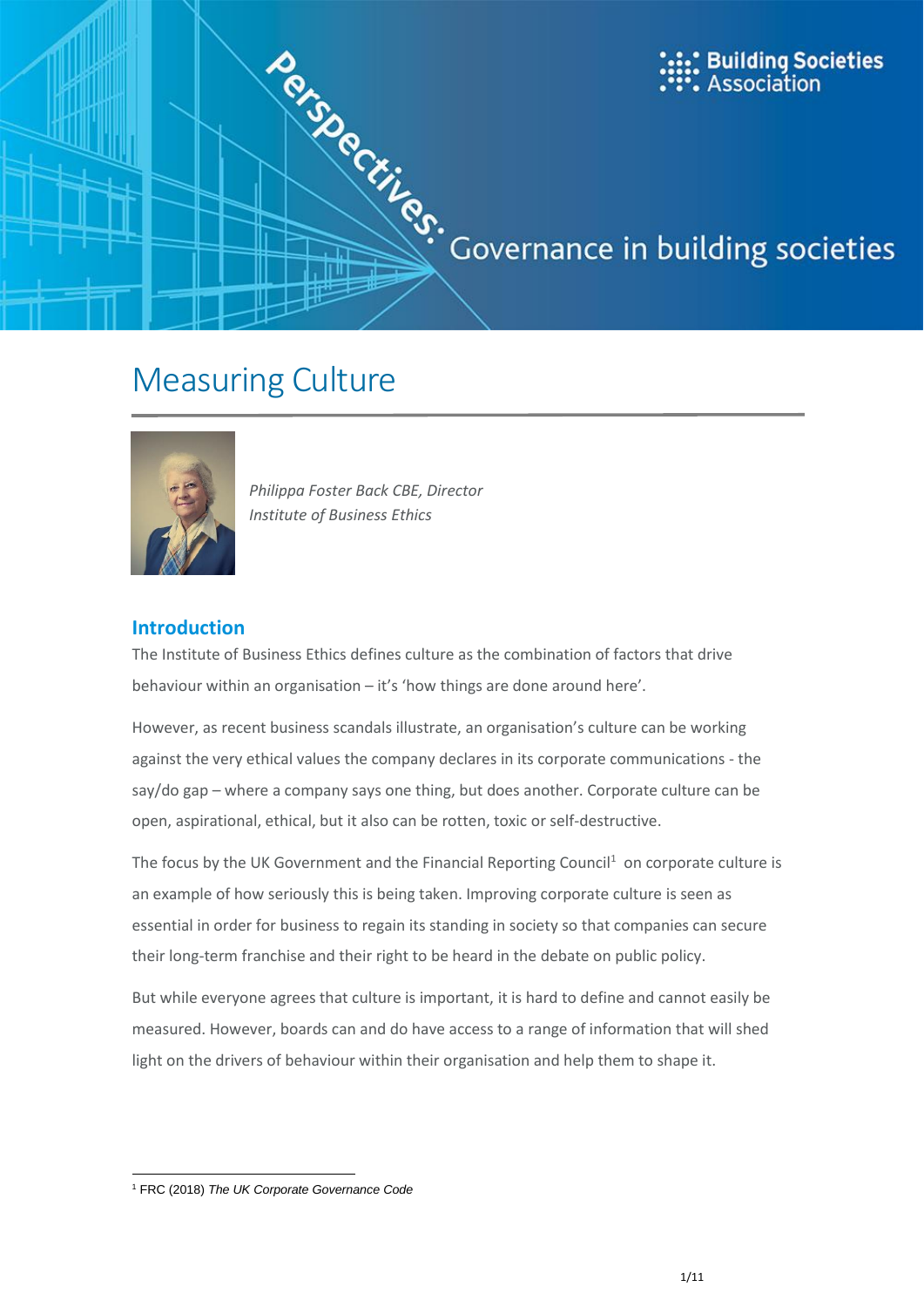Perspectives: Governance in building societies

Building Societies Association

# Measuring Culture

*Philippa Foster Back CBE, Director*
*Institute of Business Ethics*

## Introduction

The Institute of Business Ethics defines culture as the combination of factors that drive behaviour within an organisation – it's 'how things are done around here'.

However, as recent business scandals illustrate, an organisation's culture can be working against the very ethical values the company declares in its corporate communications - the say/do gap – where a company says one thing, but does another. Corporate culture can be open, aspirational, ethical, but it also can be rotten, toxic or self-destructive.

The focus by the UK Government and the Financial Reporting Council[1] on corporate culture is an example of how seriously this is being taken. Improving corporate culture is seen as essential in order for business to regain its standing in society so that companies can secure their long-term franchise and their right to be heard in the debate on public policy.

But while everyone agrees that culture is important, it is hard to define and cannot easily be measured. However, boards can and do have access to a range of information that will shed light on the drivers of behaviour within their organisation and help them to shape it.

[1] FRC (2018) *The UK Corporate Governance Code*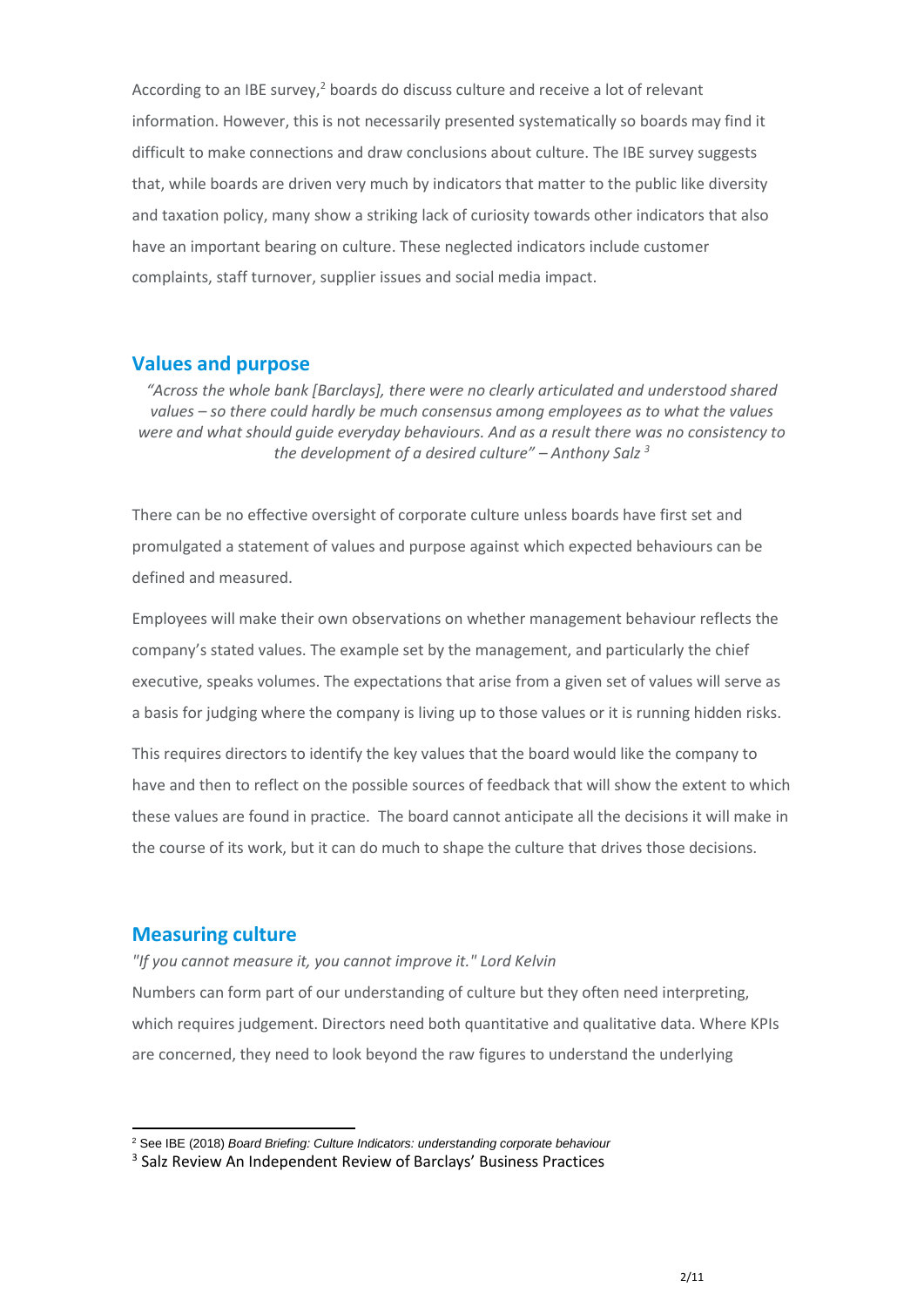According to an IBE survey,[2] boards do discuss culture and receive a lot of relevant information. However, this is not necessarily presented systematically so boards may find it difficult to make connections and draw conclusions about culture. The IBE survey suggests that, while boards are driven very much by indicators that matter to the public like diversity and taxation policy, many show a striking lack of curiosity towards other indicators that also have an important bearing on culture. These neglected indicators include customer complaints, staff turnover, supplier issues and social media impact.

## Values and purpose

*"Across the whole bank [Barclays], there were no clearly articulated and understood shared values – so there could hardly be much consensus among employees as to what the values were and what should guide everyday behaviours. And as a result there was no consistency to the development of a desired culture" – Anthony Salz* [3]

There can be no effective oversight of corporate culture unless boards have first set and promulgated a statement of values and purpose against which expected behaviours can be defined and measured.

Employees will make their own observations on whether management behaviour reflects the company's stated values. The example set by the management, and particularly the chief executive, speaks volumes. The expectations that arise from a given set of values will serve as a basis for judging where the company is living up to those values or it is running hidden risks.

This requires directors to identify the key values that the board would like the company to have and then to reflect on the possible sources of feedback that will show the extent to which these values are found in practice. The board cannot anticipate all the decisions it will make in the course of its work, but it can do much to shape the culture that drives those decisions.

## Measuring culture

*"If you cannot measure it, you cannot improve it." Lord Kelvin*

Numbers can form part of our understanding of culture but they often need interpreting, which requires judgement. Directors need both quantitative and qualitative data. Where KPIs are concerned, they need to look beyond the raw figures to understand the underlying

---

[2] See IBE (2018) *Board Briefing: Culture Indicators: understanding corporate behaviour*

[3] Salz Review An Independent Review of Barclays' Business Practices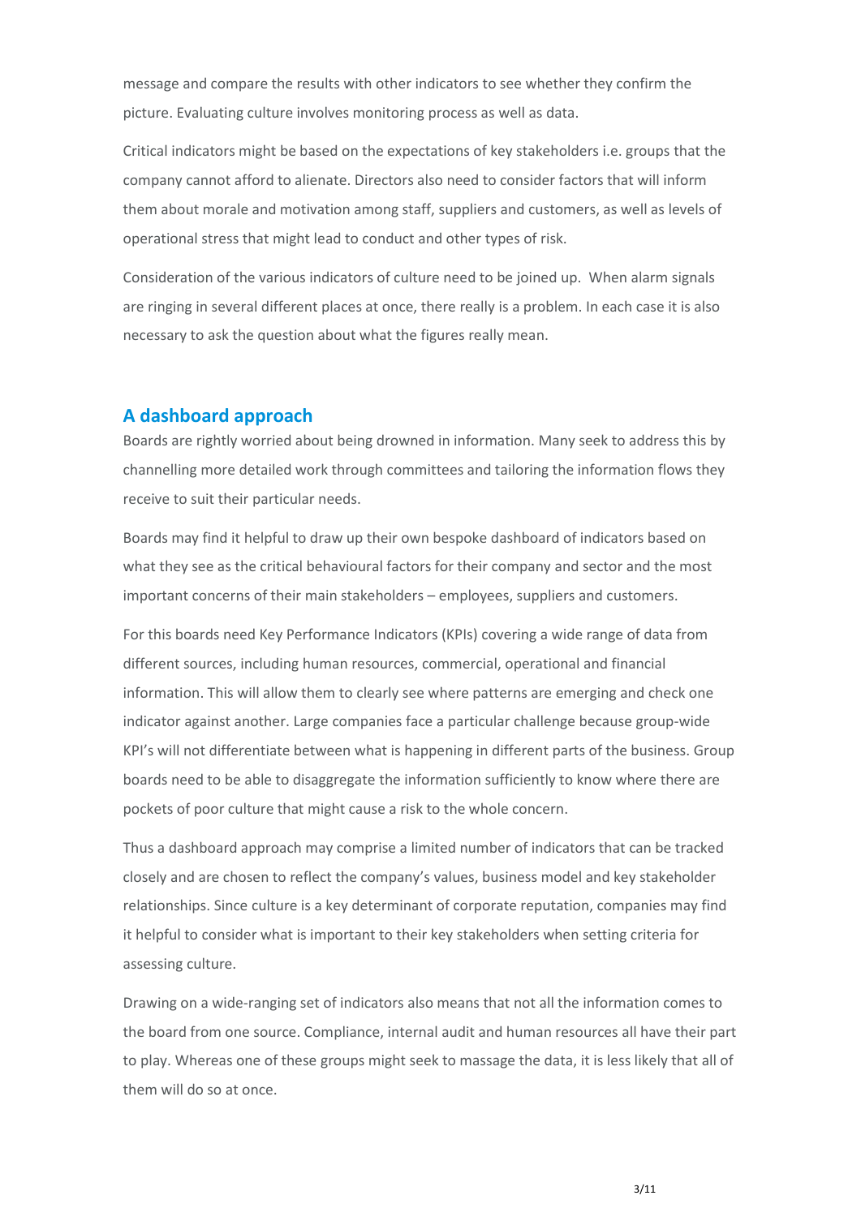message and compare the results with other indicators to see whether they confirm the picture. Evaluating culture involves monitoring process as well as data.

Critical indicators might be based on the expectations of key stakeholders i.e. groups that the company cannot afford to alienate. Directors also need to consider factors that will inform them about morale and motivation among staff, suppliers and customers, as well as levels of operational stress that might lead to conduct and other types of risk.

Consideration of the various indicators of culture need to be joined up. When alarm signals are ringing in several different places at once, there really is a problem. In each case it is also necessary to ask the question about what the figures really mean.

## A dashboard approach

Boards are rightly worried about being drowned in information. Many seek to address this by channelling more detailed work through committees and tailoring the information flows they receive to suit their particular needs.

Boards may find it helpful to draw up their own bespoke dashboard of indicators based on what they see as the critical behavioural factors for their company and sector and the most important concerns of their main stakeholders – employees, suppliers and customers.

For this boards need Key Performance Indicators (KPIs) covering a wide range of data from different sources, including human resources, commercial, operational and financial information. This will allow them to clearly see where patterns are emerging and check one indicator against another. Large companies face a particular challenge because group-wide KPI's will not differentiate between what is happening in different parts of the business. Group boards need to be able to disaggregate the information sufficiently to know where there are pockets of poor culture that might cause a risk to the whole concern.

Thus a dashboard approach may comprise a limited number of indicators that can be tracked closely and are chosen to reflect the company's values, business model and key stakeholder relationships. Since culture is a key determinant of corporate reputation, companies may find it helpful to consider what is important to their key stakeholders when setting criteria for assessing culture.

Drawing on a wide-ranging set of indicators also means that not all the information comes to the board from one source. Compliance, internal audit and human resources all have their part to play. Whereas one of these groups might seek to massage the data, it is less likely that all of them will do so at once.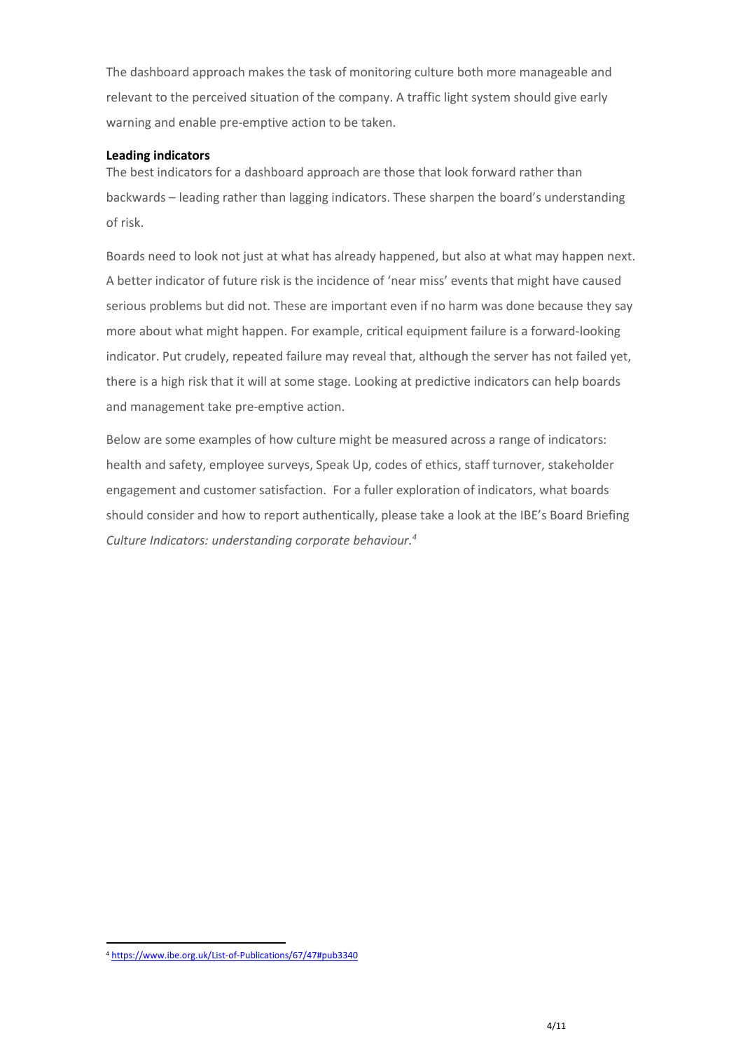The dashboard approach makes the task of monitoring culture both more manageable and relevant to the perceived situation of the company. A traffic light system should give early warning and enable pre-emptive action to be taken.

**Leading indicators**

The best indicators for a dashboard approach are those that look forward rather than backwards – leading rather than lagging indicators. These sharpen the board's understanding of risk.

Boards need to look not just at what has already happened, but also at what may happen next. A better indicator of future risk is the incidence of 'near miss' events that might have caused serious problems but did not. These are important even if no harm was done because they say more about what might happen. For example, critical equipment failure is a forward-looking indicator. Put crudely, repeated failure may reveal that, although the server has not failed yet, there is a high risk that it will at some stage. Looking at predictive indicators can help boards and management take pre-emptive action.

Below are some examples of how culture might be measured across a range of indicators: health and safety, employee surveys, Speak Up, codes of ethics, staff turnover, stakeholder engagement and customer satisfaction. For a fuller exploration of indicators, what boards should consider and how to report authentically, please take a look at the IBE's Board Briefing *Culture Indicators: understanding corporate behaviour.*[4]

[4] https://www.ibe.org.uk/List-of-Publications/67/47#pub3340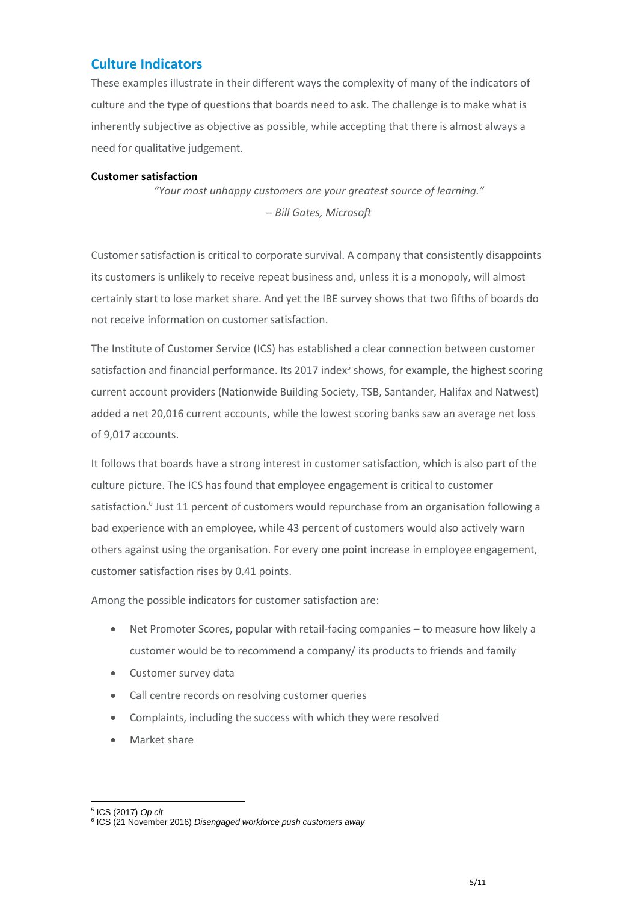## Culture Indicators

These examples illustrate in their different ways the complexity of many of the indicators of culture and the type of questions that boards need to ask. The challenge is to make what is inherently subjective as objective as possible, while accepting that there is almost always a need for qualitative judgement.

**Customer satisfaction**

*"Your most unhappy customers are your greatest source of learning."*

*– Bill Gates, Microsoft*

Customer satisfaction is critical to corporate survival. A company that consistently disappoints its customers is unlikely to receive repeat business and, unless it is a monopoly, will almost certainly start to lose market share. And yet the IBE survey shows that two fifths of boards do not receive information on customer satisfaction.

The Institute of Customer Service (ICS) has established a clear connection between customer satisfaction and financial performance. Its 2017 index[5] shows, for example, the highest scoring current account providers (Nationwide Building Society, TSB, Santander, Halifax and Natwest) added a net 20,016 current accounts, while the lowest scoring banks saw an average net loss of 9,017 accounts.

It follows that boards have a strong interest in customer satisfaction, which is also part of the culture picture. The ICS has found that employee engagement is critical to customer satisfaction.[6] Just 11 percent of customers would repurchase from an organisation following a bad experience with an employee, while 43 percent of customers would also actively warn others against using the organisation. For every one point increase in employee engagement, customer satisfaction rises by 0.41 points.

Among the possible indicators for customer satisfaction are:

- Net Promoter Scores, popular with retail-facing companies – to measure how likely a customer would be to recommend a company/ its products to friends and family
- Customer survey data
- Call centre records on resolving customer queries
- Complaints, including the success with which they were resolved
- Market share

---

[5] ICS (2017) *Op cit*

[6] ICS (21 November 2016) *Disengaged workforce push customers away*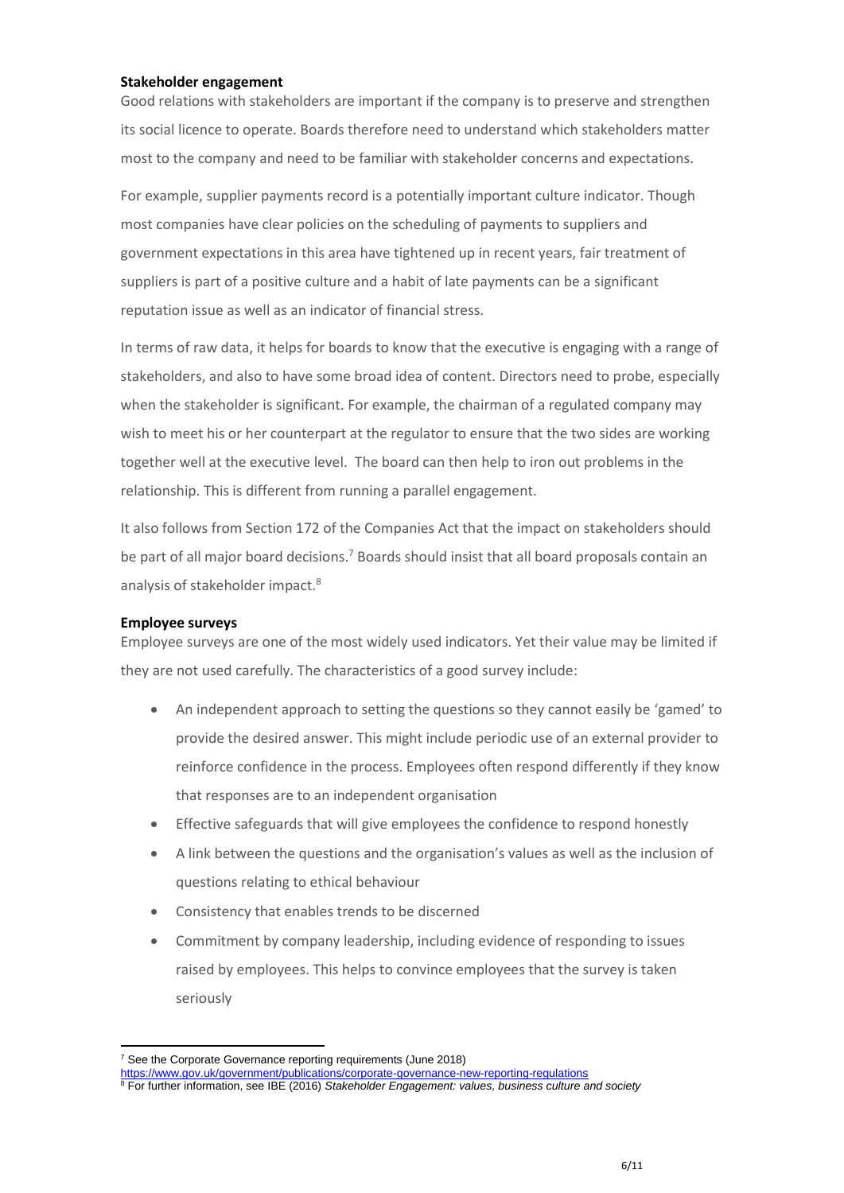**Stakeholder engagement**

Good relations with stakeholders are important if the company is to preserve and strengthen its social licence to operate. Boards therefore need to understand which stakeholders matter most to the company and need to be familiar with stakeholder concerns and expectations.

For example, supplier payments record is a potentially important culture indicator. Though most companies have clear policies on the scheduling of payments to suppliers and government expectations in this area have tightened up in recent years, fair treatment of suppliers is part of a positive culture and a habit of late payments can be a significant reputation issue as well as an indicator of financial stress.

In terms of raw data, it helps for boards to know that the executive is engaging with a range of stakeholders, and also to have some broad idea of content. Directors need to probe, especially when the stakeholder is significant. For example, the chairman of a regulated company may wish to meet his or her counterpart at the regulator to ensure that the two sides are working together well at the executive level. The board can then help to iron out problems in the relationship. This is different from running a parallel engagement.

It also follows from Section 172 of the Companies Act that the impact on stakeholders should be part of all major board decisions.[7] Boards should insist that all board proposals contain an analysis of stakeholder impact.[8]

**Employee surveys**

Employee surveys are one of the most widely used indicators. Yet their value may be limited if they are not used carefully. The characteristics of a good survey include:

- An independent approach to setting the questions so they cannot easily be 'gamed' to provide the desired answer. This might include periodic use of an external provider to reinforce confidence in the process. Employees often respond differently if they know that responses are to an independent organisation
- Effective safeguards that will give employees the confidence to respond honestly
- A link between the questions and the organisation's values as well as the inclusion of questions relating to ethical behaviour
- Consistency that enables trends to be discerned
- Commitment by company leadership, including evidence of responding to issues raised by employees. This helps to convince employees that the survey is taken seriously

---

[7] See the Corporate Governance reporting requirements (June 2018) https://www.gov.uk/government/publications/corporate-governance-new-reporting-regulations

[8] For further information, see IBE (2016) *Stakeholder Engagement: values, business culture and society*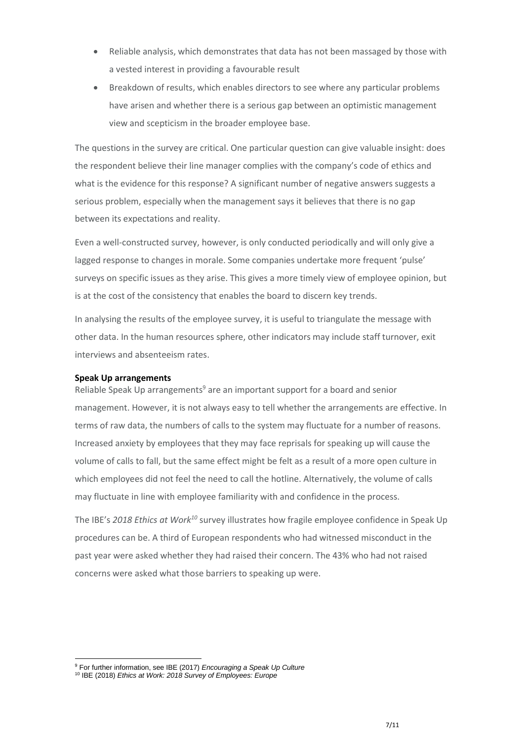- Reliable analysis, which demonstrates that data has not been massaged by those with a vested interest in providing a favourable result
- Breakdown of results, which enables directors to see where any particular problems have arisen and whether there is a serious gap between an optimistic management view and scepticism in the broader employee base.

The questions in the survey are critical. One particular question can give valuable insight: does the respondent believe their line manager complies with the company's code of ethics and what is the evidence for this response? A significant number of negative answers suggests a serious problem, especially when the management says it believes that there is no gap between its expectations and reality.

Even a well-constructed survey, however, is only conducted periodically and will only give a lagged response to changes in morale. Some companies undertake more frequent 'pulse' surveys on specific issues as they arise. This gives a more timely view of employee opinion, but is at the cost of the consistency that enables the board to discern key trends.

In analysing the results of the employee survey, it is useful to triangulate the message with other data. In the human resources sphere, other indicators may include staff turnover, exit interviews and absenteeism rates.

**Speak Up arrangements**

Reliable Speak Up arrangements[9] are an important support for a board and senior management. However, it is not always easy to tell whether the arrangements are effective. In terms of raw data, the numbers of calls to the system may fluctuate for a number of reasons. Increased anxiety by employees that they may face reprisals for speaking up will cause the volume of calls to fall, but the same effect might be felt as a result of a more open culture in which employees did not feel the need to call the hotline. Alternatively, the volume of calls may fluctuate in line with employee familiarity with and confidence in the process.

The IBE's *2018 Ethics at Work*[10] survey illustrates how fragile employee confidence in Speak Up procedures can be. A third of European respondents who had witnessed misconduct in the past year were asked whether they had raised their concern. The 43% who had not raised concerns were asked what those barriers to speaking up were.

---

[9] For further information, see IBE (2017) *Encouraging a Speak Up Culture*

[10] IBE (2018) *Ethics at Work: 2018 Survey of Employees: Europe*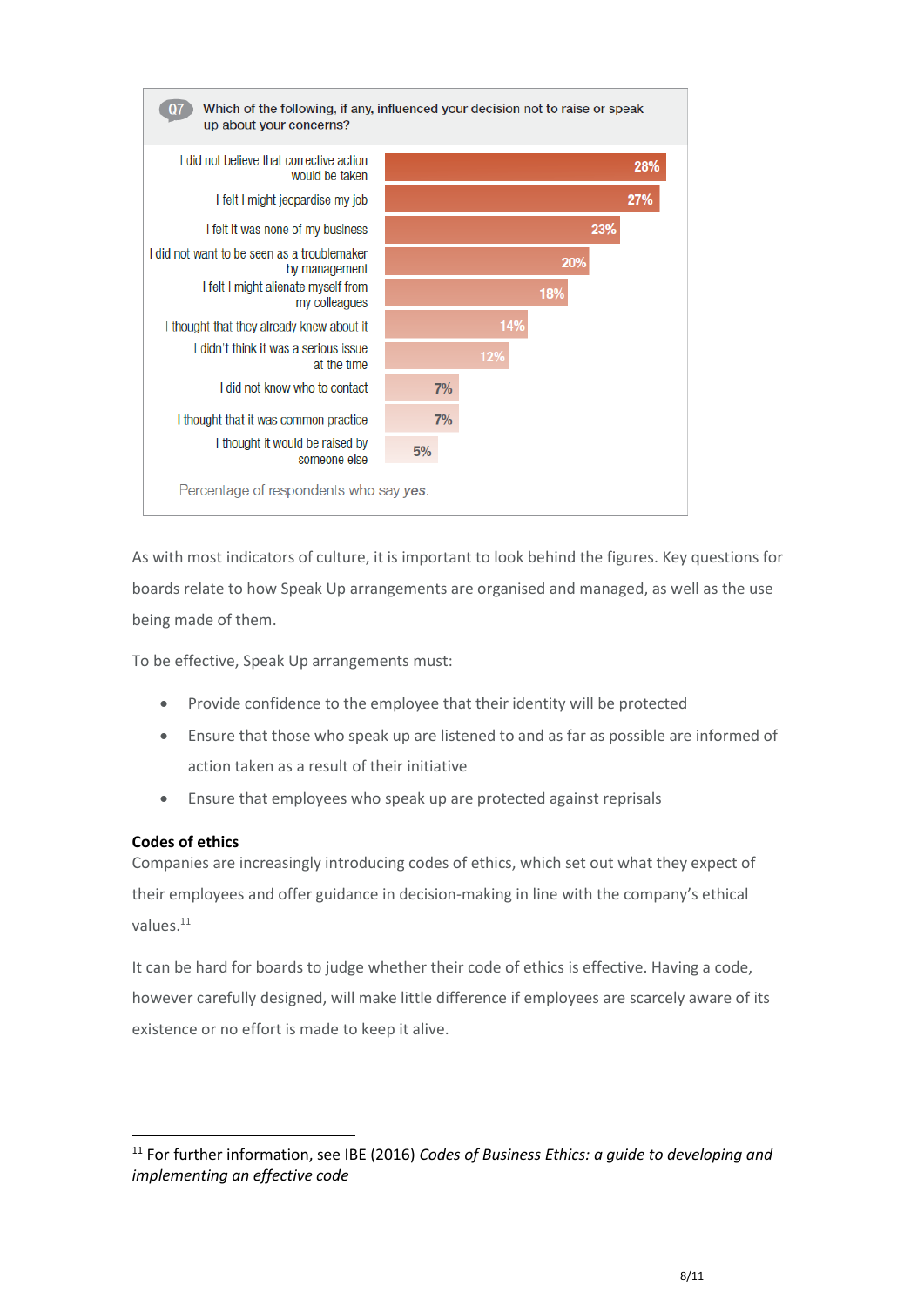**Q7** Which of the following, if any, influenced your decision not to raise or speak up about your concerns?

| Reason | % |
|---|---|
| I did not believe that corrective action would be taken | 28% |
| I felt I might jeopardise my job | 27% |
| I felt it was none of my business | 23% |
| I did not want to be seen as a troublemaker by management | 20% |
| I felt I might alienate myself from my colleagues | 18% |
| I thought that they already knew about it | 14% |
| I didn't think it was a serious issue at the time | 12% |
| I did not know who to contact | 7% |
| I thought that it was common practice | 7% |
| I thought it would be raised by someone else | 5% |

Percentage of respondents who say *yes*.

As with most indicators of culture, it is important to look behind the figures. Key questions for boards relate to how Speak Up arrangements are organised and managed, as well as the use being made of them.

To be effective, Speak Up arrangements must:

- Provide confidence to the employee that their identity will be protected
- Ensure that those who speak up are listened to and as far as possible are informed of action taken as a result of their initiative
- Ensure that employees who speak up are protected against reprisals

**Codes of ethics**

Companies are increasingly introducing codes of ethics, which set out what they expect of their employees and offer guidance in decision-making in line with the company's ethical values.[11]

It can be hard for boards to judge whether their code of ethics is effective. Having a code, however carefully designed, will make little difference if employees are scarcely aware of its existence or no effort is made to keep it alive.

[11] For further information, see IBE (2016) *Codes of Business Ethics: a guide to developing and implementing an effective code*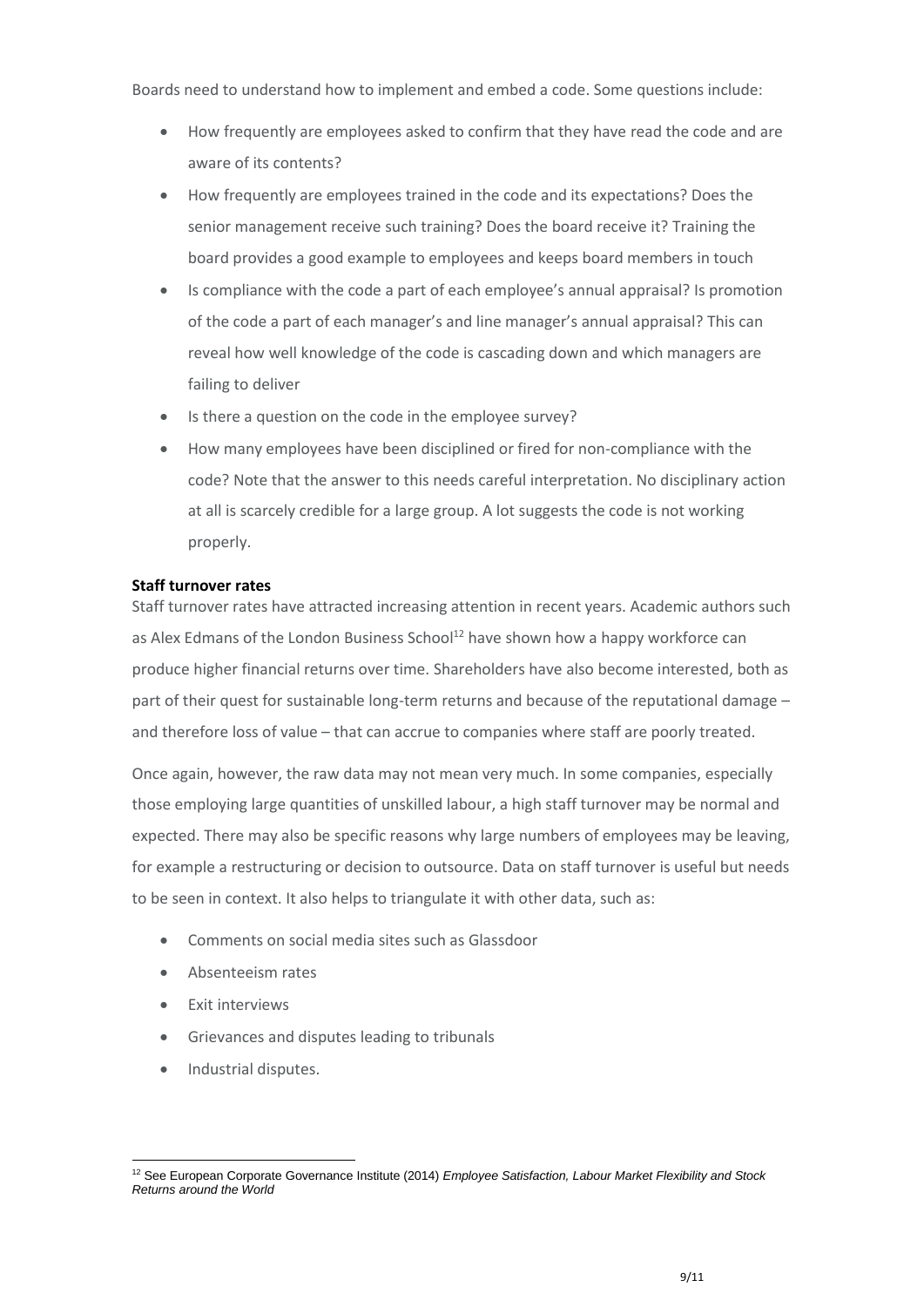Boards need to understand how to implement and embed a code. Some questions include:

- How frequently are employees asked to confirm that they have read the code and are aware of its contents?
- How frequently are employees trained in the code and its expectations? Does the senior management receive such training? Does the board receive it? Training the board provides a good example to employees and keeps board members in touch
- Is compliance with the code a part of each employee's annual appraisal? Is promotion of the code a part of each manager's and line manager's annual appraisal? This can reveal how well knowledge of the code is cascading down and which managers are failing to deliver
- Is there a question on the code in the employee survey?
- How many employees have been disciplined or fired for non-compliance with the code? Note that the answer to this needs careful interpretation. No disciplinary action at all is scarcely credible for a large group. A lot suggests the code is not working properly.

**Staff turnover rates**

Staff turnover rates have attracted increasing attention in recent years. Academic authors such as Alex Edmans of the London Business School[12] have shown how a happy workforce can produce higher financial returns over time. Shareholders have also become interested, both as part of their quest for sustainable long-term returns and because of the reputational damage – and therefore loss of value – that can accrue to companies where staff are poorly treated.

Once again, however, the raw data may not mean very much. In some companies, especially those employing large quantities of unskilled labour, a high staff turnover may be normal and expected. There may also be specific reasons why large numbers of employees may be leaving, for example a restructuring or decision to outsource. Data on staff turnover is useful but needs to be seen in context. It also helps to triangulate it with other data, such as:

- Comments on social media sites such as Glassdoor
- Absenteeism rates
- Exit interviews
- Grievances and disputes leading to tribunals
- Industrial disputes.

[12] See European Corporate Governance Institute (2014) *Employee Satisfaction, Labour Market Flexibility and Stock Returns around the World*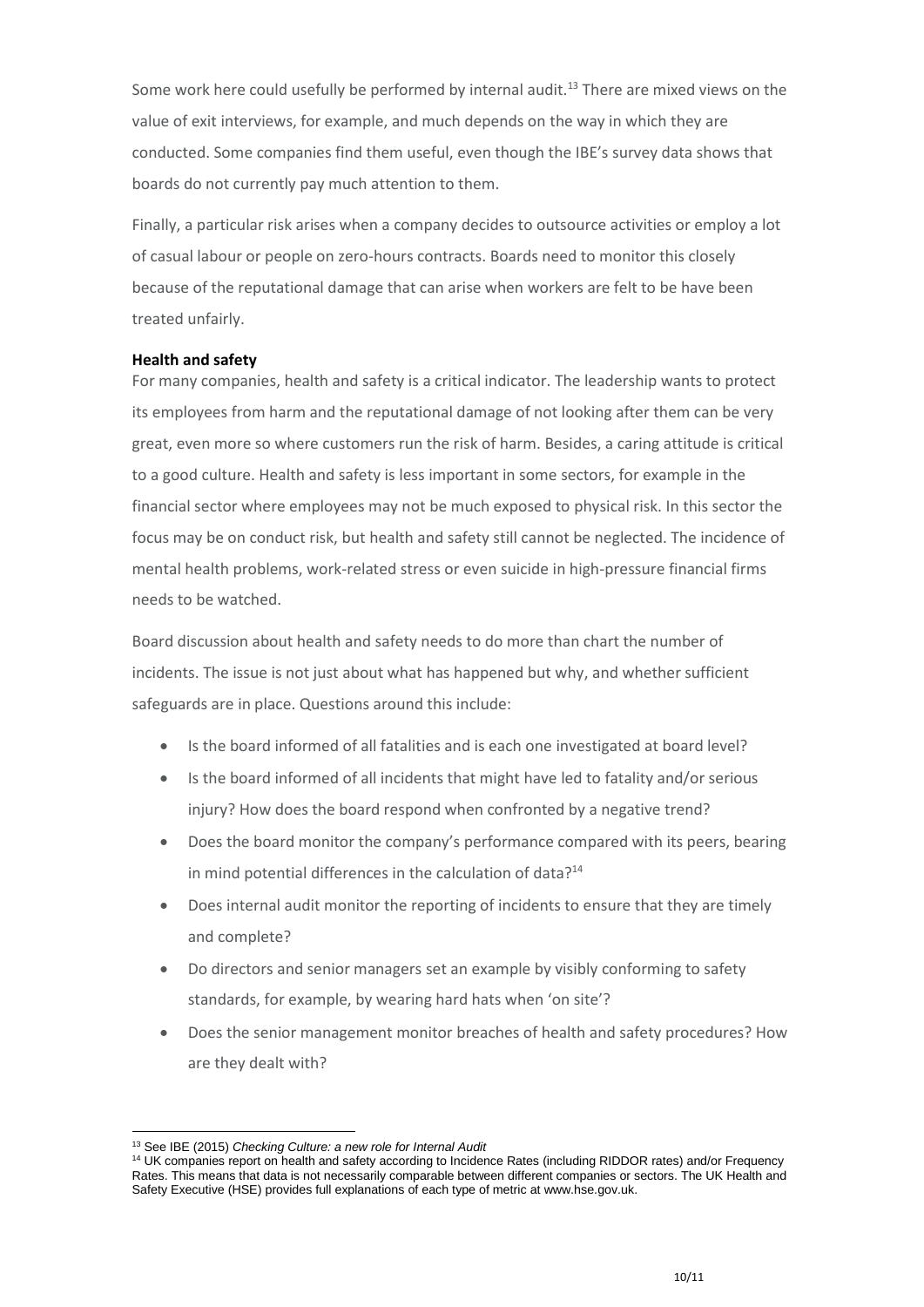Some work here could usefully be performed by internal audit.[13] There are mixed views on the value of exit interviews, for example, and much depends on the way in which they are conducted. Some companies find them useful, even though the IBE's survey data shows that boards do not currently pay much attention to them.

Finally, a particular risk arises when a company decides to outsource activities or employ a lot of casual labour or people on zero-hours contracts. Boards need to monitor this closely because of the reputational damage that can arise when workers are felt to be have been treated unfairly.

**Health and safety**

For many companies, health and safety is a critical indicator. The leadership wants to protect its employees from harm and the reputational damage of not looking after them can be very great, even more so where customers run the risk of harm. Besides, a caring attitude is critical to a good culture. Health and safety is less important in some sectors, for example in the financial sector where employees may not be much exposed to physical risk. In this sector the focus may be on conduct risk, but health and safety still cannot be neglected. The incidence of mental health problems, work-related stress or even suicide in high-pressure financial firms needs to be watched.

Board discussion about health and safety needs to do more than chart the number of incidents. The issue is not just about what has happened but why, and whether sufficient safeguards are in place. Questions around this include:

- Is the board informed of all fatalities and is each one investigated at board level?
- Is the board informed of all incidents that might have led to fatality and/or serious injury? How does the board respond when confronted by a negative trend?
- Does the board monitor the company's performance compared with its peers, bearing in mind potential differences in the calculation of data?[14]
- Does internal audit monitor the reporting of incidents to ensure that they are timely and complete?
- Do directors and senior managers set an example by visibly conforming to safety standards, for example, by wearing hard hats when 'on site'?
- Does the senior management monitor breaches of health and safety procedures? How are they dealt with?

---

[13] See IBE (2015) *Checking Culture: a new role for Internal Audit*

[14] UK companies report on health and safety according to Incidence Rates (including RIDDOR rates) and/or Frequency Rates. This means that data is not necessarily comparable between different companies or sectors. The UK Health and Safety Executive (HSE) provides full explanations of each type of metric at www.hse.gov.uk.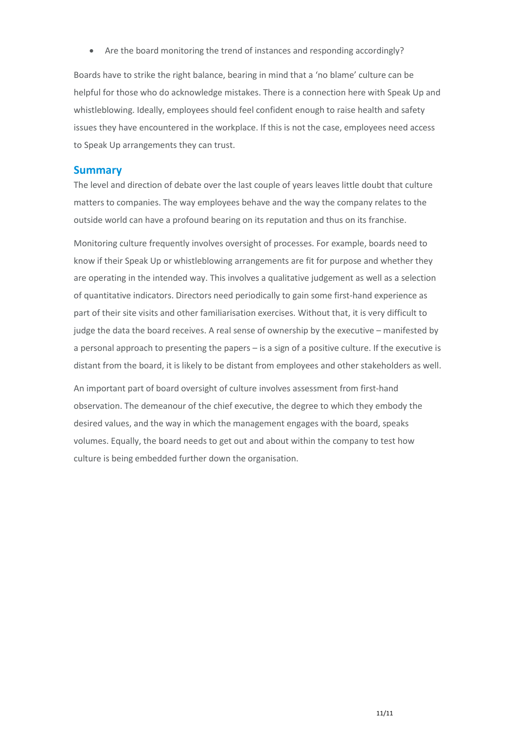- Are the board monitoring the trend of instances and responding accordingly?

Boards have to strike the right balance, bearing in mind that a 'no blame' culture can be helpful for those who do acknowledge mistakes. There is a connection here with Speak Up and whistleblowing. Ideally, employees should feel confident enough to raise health and safety issues they have encountered in the workplace. If this is not the case, employees need access to Speak Up arrangements they can trust.

## Summary

The level and direction of debate over the last couple of years leaves little doubt that culture matters to companies. The way employees behave and the way the company relates to the outside world can have a profound bearing on its reputation and thus on its franchise.

Monitoring culture frequently involves oversight of processes. For example, boards need to know if their Speak Up or whistleblowing arrangements are fit for purpose and whether they are operating in the intended way. This involves a qualitative judgement as well as a selection of quantitative indicators. Directors need periodically to gain some first-hand experience as part of their site visits and other familiarisation exercises. Without that, it is very difficult to judge the data the board receives. A real sense of ownership by the executive – manifested by a personal approach to presenting the papers – is a sign of a positive culture. If the executive is distant from the board, it is likely to be distant from employees and other stakeholders as well.

An important part of board oversight of culture involves assessment from first-hand observation. The demeanour of the chief executive, the degree to which they embody the desired values, and the way in which the management engages with the board, speaks volumes. Equally, the board needs to get out and about within the company to test how culture is being embedded further down the organisation.